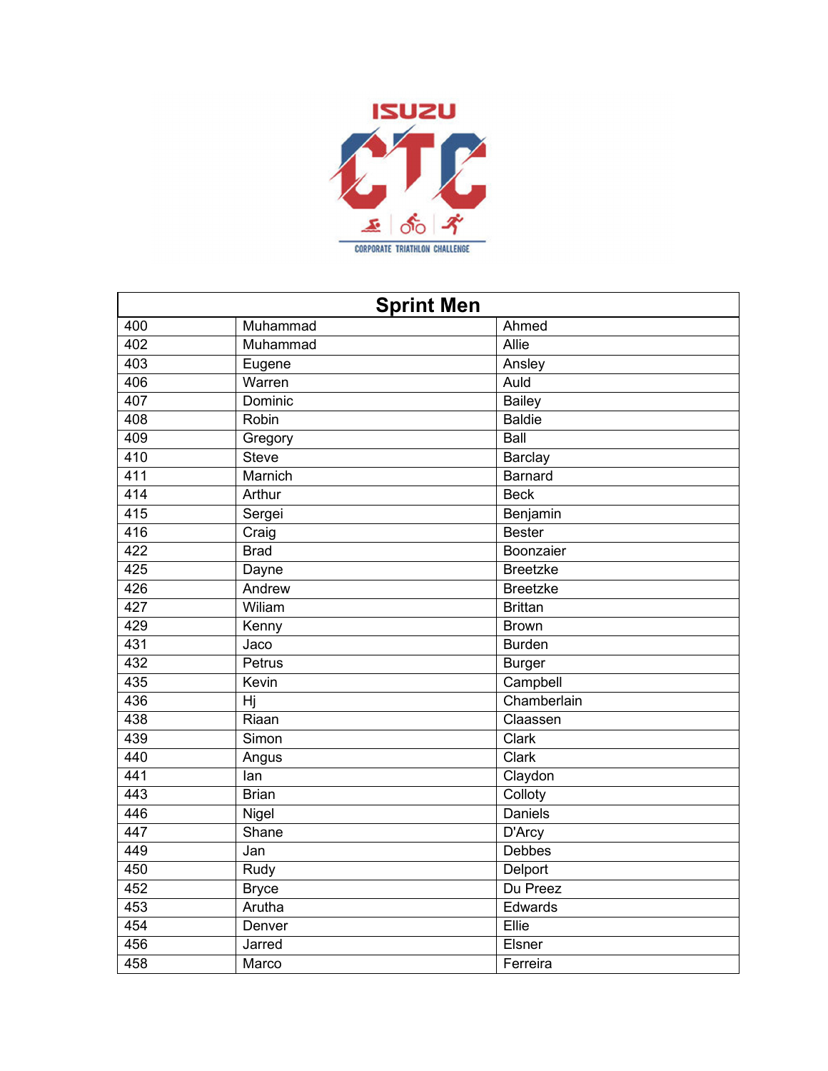ISUZU CTC

CORPORATE TRIATHLON CHALLENGE

| Sprint Men | | |
|---|---|---|
| 400 | Muhammad | Ahmed |
| 402 | Muhammad | Allie |
| 403 | Eugene | Ansley |
| 406 | Warren | Auld |
| 407 | Dominic | Bailey |
| 408 | Robin | Baldie |
| 409 | Gregory | Ball |
| 410 | Steve | Barclay |
| 411 | Marnich | Barnard |
| 414 | Arthur | Beck |
| 415 | Sergei | Benjamin |
| 416 | Craig | Bester |
| 422 | Brad | Boonzaier |
| 425 | Dayne | Breetzke |
| 426 | Andrew | Breetzke |
| 427 | Wiliam | Brittan |
| 429 | Kenny | Brown |
| 431 | Jaco | Burden |
| 432 | Petrus | Burger |
| 435 | Kevin | Campbell |
| 436 | Hj | Chamberlain |
| 438 | Riaan | Claassen |
| 439 | Simon | Clark |
| 440 | Angus | Clark |
| 441 | Ian | Claydon |
| 443 | Brian | Colloty |
| 446 | Nigel | Daniels |
| 447 | Shane | D'Arcy |
| 449 | Jan | Debbes |
| 450 | Rudy | Delport |
| 452 | Bryce | Du Preez |
| 453 | Arutha | Edwards |
| 454 | Denver | Ellie |
| 456 | Jarred | Elsner |
| 458 | Marco | Ferreira |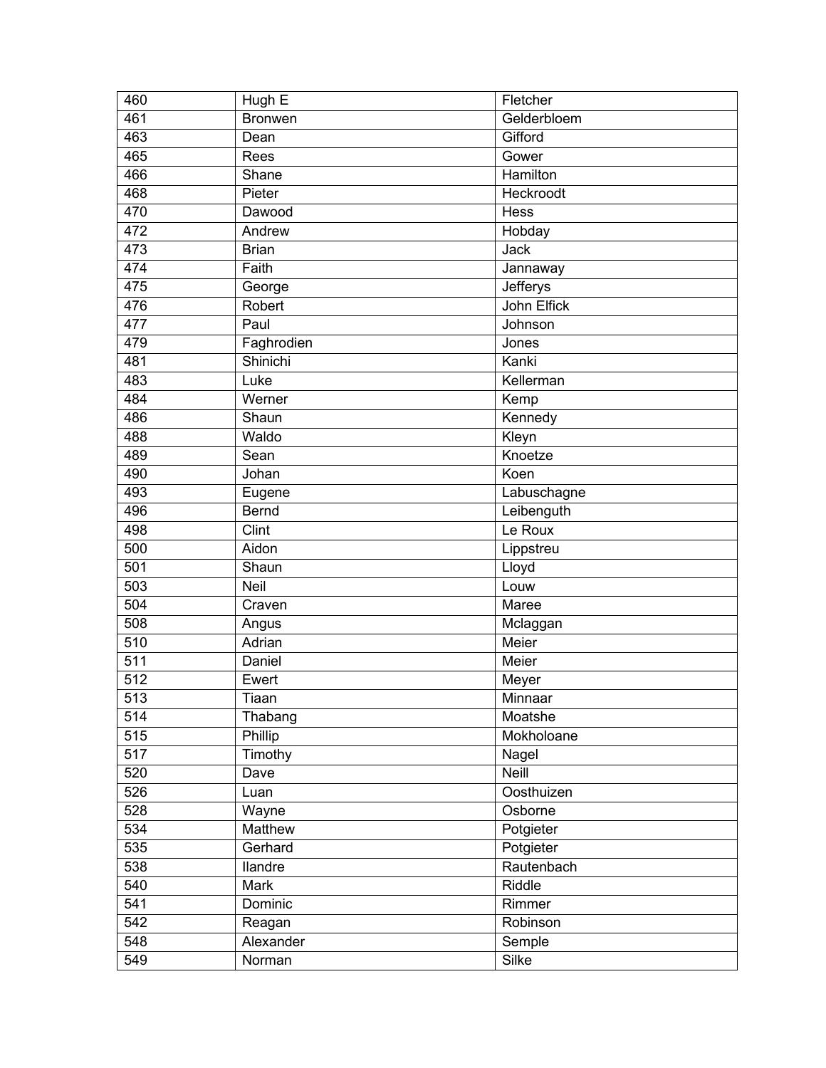| 460 | Hugh E | Fletcher |
|---|---|---|
| 461 | Bronwen | Gelderbloem |
| 463 | Dean | Gifford |
| 465 | Rees | Gower |
| 466 | Shane | Hamilton |
| 468 | Pieter | Heckroodt |
| 470 | Dawood | Hess |
| 472 | Andrew | Hobday |
| 473 | Brian | Jack |
| 474 | Faith | Jannaway |
| 475 | George | Jefferys |
| 476 | Robert | John Elfick |
| 477 | Paul | Johnson |
| 479 | Faghrodien | Jones |
| 481 | Shinichi | Kanki |
| 483 | Luke | Kellerman |
| 484 | Werner | Kemp |
| 486 | Shaun | Kennedy |
| 488 | Waldo | Kleyn |
| 489 | Sean | Knoetze |
| 490 | Johan | Koen |
| 493 | Eugene | Labuschagne |
| 496 | Bernd | Leibenguth |
| 498 | Clint | Le Roux |
| 500 | Aidon | Lippstreu |
| 501 | Shaun | Lloyd |
| 503 | Neil | Louw |
| 504 | Craven | Maree |
| 508 | Angus | Mclaggan |
| 510 | Adrian | Meier |
| 511 | Daniel | Meier |
| 512 | Ewert | Meyer |
| 513 | Tiaan | Minnaar |
| 514 | Thabang | Moatshe |
| 515 | Phillip | Mokholoane |
| 517 | Timothy | Nagel |
| 520 | Dave | Neill |
| 526 | Luan | Oosthuizen |
| 528 | Wayne | Osborne |
| 534 | Matthew | Potgieter |
| 535 | Gerhard | Potgieter |
| 538 | Ilandre | Rautenbach |
| 540 | Mark | Riddle |
| 541 | Dominic | Rimmer |
| 542 | Reagan | Robinson |
| 548 | Alexander | Semple |
| 549 | Norman | Silke |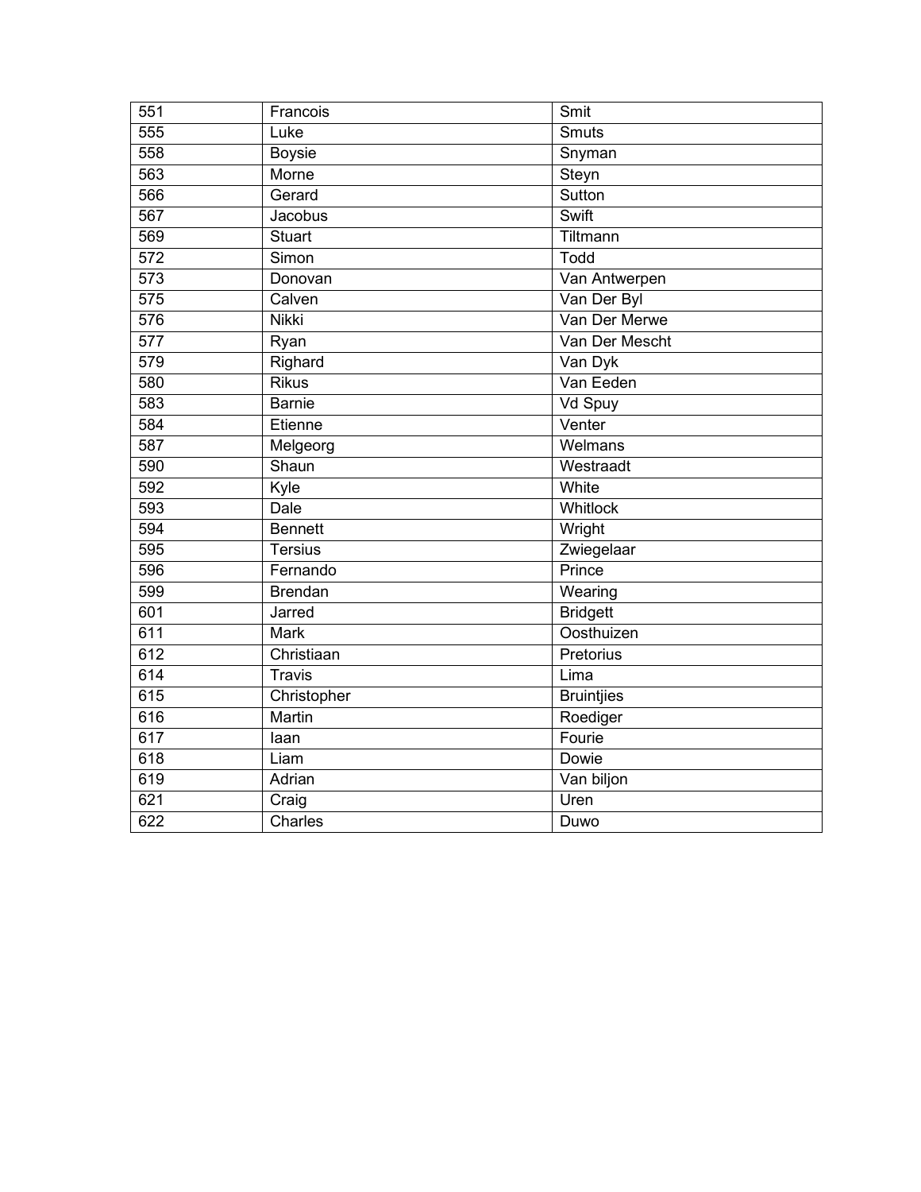| 551 | Francois | Smit |
|---|---|---|
| 555 | Luke | Smuts |
| 558 | Boysie | Snyman |
| 563 | Morne | Steyn |
| 566 | Gerard | Sutton |
| 567 | Jacobus | Swift |
| 569 | Stuart | Tiltmann |
| 572 | Simon | Todd |
| 573 | Donovan | Van Antwerpen |
| 575 | Calven | Van Der Byl |
| 576 | Nikki | Van Der Merwe |
| 577 | Ryan | Van Der Mescht |
| 579 | Righard | Van Dyk |
| 580 | Rikus | Van Eeden |
| 583 | Barnie | Vd Spuy |
| 584 | Etienne | Venter |
| 587 | Melgeorg | Welmans |
| 590 | Shaun | Westraadt |
| 592 | Kyle | White |
| 593 | Dale | Whitlock |
| 594 | Bennett | Wright |
| 595 | Tersius | Zwiegelaar |
| 596 | Fernando | Prince |
| 599 | Brendan | Wearing |
| 601 | Jarred | Bridgett |
| 611 | Mark | Oosthuizen |
| 612 | Christiaan | Pretorius |
| 614 | Travis | Lima |
| 615 | Christopher | Bruintjies |
| 616 | Martin | Roediger |
| 617 | Iaan | Fourie |
| 618 | Liam | Dowie |
| 619 | Adrian | Van biljon |
| 621 | Craig | Uren |
| 622 | Charles | Duwo |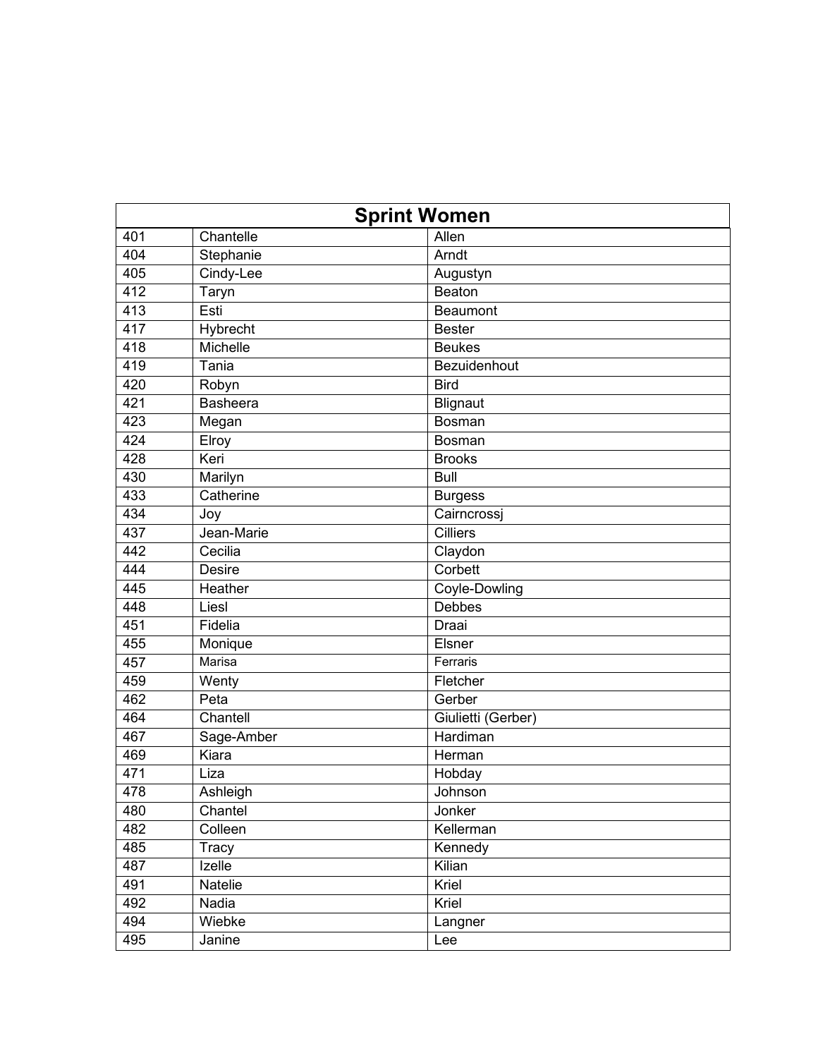| Sprint Women | | |
|---|---|---|
| 401 | Chantelle | Allen |
| 404 | Stephanie | Arndt |
| 405 | Cindy-Lee | Augustyn |
| 412 | Taryn | Beaton |
| 413 | Esti | Beaumont |
| 417 | Hybrecht | Bester |
| 418 | Michelle | Beukes |
| 419 | Tania | Bezuidenhout |
| 420 | Robyn | Bird |
| 421 | Basheera | Blignaut |
| 423 | Megan | Bosman |
| 424 | Elroy | Bosman |
| 428 | Keri | Brooks |
| 430 | Marilyn | Bull |
| 433 | Catherine | Burgess |
| 434 | Joy | Cairncrossj |
| 437 | Jean-Marie | Cilliers |
| 442 | Cecilia | Claydon |
| 444 | Desire | Corbett |
| 445 | Heather | Coyle-Dowling |
| 448 | Liesl | Debbes |
| 451 | Fidelia | Draai |
| 455 | Monique | Elsner |
| 457 | Marisa | Ferraris |
| 459 | Wenty | Fletcher |
| 462 | Peta | Gerber |
| 464 | Chantell | Giulietti (Gerber) |
| 467 | Sage-Amber | Hardiman |
| 469 | Kiara | Herman |
| 471 | Liza | Hobday |
| 478 | Ashleigh | Johnson |
| 480 | Chantel | Jonker |
| 482 | Colleen | Kellerman |
| 485 | Tracy | Kennedy |
| 487 | Izelle | Kilian |
| 491 | Natelie | Kriel |
| 492 | Nadia | Kriel |
| 494 | Wiebke | Langner |
| 495 | Janine | Lee |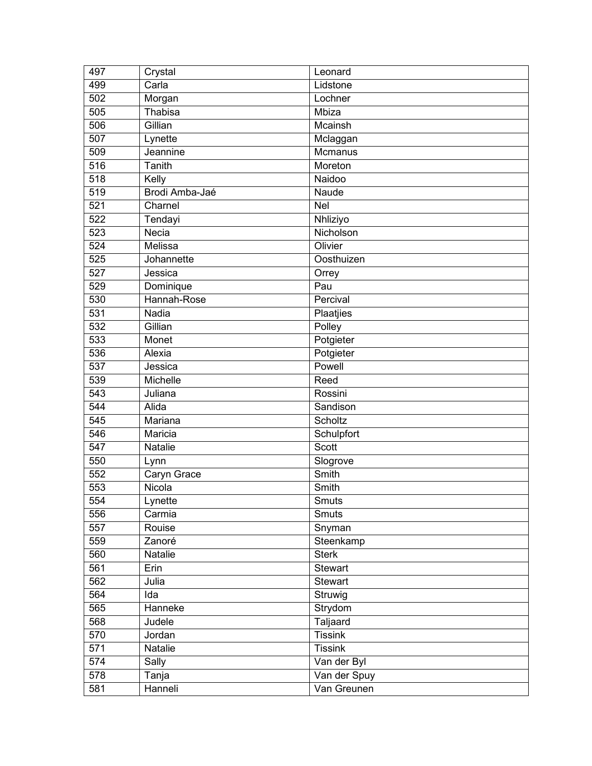| 497 | Crystal | Leonard |
|---|---|---|
| 499 | Carla | Lidstone |
| 502 | Morgan | Lochner |
| 505 | Thabisa | Mbiza |
| 506 | Gillian | Mcainsh |
| 507 | Lynette | Mclaggan |
| 509 | Jeannine | Mcmanus |
| 516 | Tanith | Moreton |
| 518 | Kelly | Naidoo |
| 519 | Brodi Amba-Jaé | Naude |
| 521 | Charnel | Nel |
| 522 | Tendayi | Nhliziyo |
| 523 | Necia | Nicholson |
| 524 | Melissa | Olivier |
| 525 | Johannette | Oosthuizen |
| 527 | Jessica | Orrey |
| 529 | Dominique | Pau |
| 530 | Hannah-Rose | Percival |
| 531 | Nadia | Plaatjies |
| 532 | Gillian | Polley |
| 533 | Monet | Potgieter |
| 536 | Alexia | Potgieter |
| 537 | Jessica | Powell |
| 539 | Michelle | Reed |
| 543 | Juliana | Rossini |
| 544 | Alida | Sandison |
| 545 | Mariana | Scholtz |
| 546 | Maricia | Schulpfort |
| 547 | Natalie | Scott |
| 550 | Lynn | Slogrove |
| 552 | Caryn Grace | Smith |
| 553 | Nicola | Smith |
| 554 | Lynette | Smuts |
| 556 | Carmia | Smuts |
| 557 | Rouise | Snyman |
| 559 | Zanoré | Steenkamp |
| 560 | Natalie | Sterk |
| 561 | Erin | Stewart |
| 562 | Julia | Stewart |
| 564 | Ida | Struwig |
| 565 | Hanneke | Strydom |
| 568 | Judele | Taljaard |
| 570 | Jordan | Tissink |
| 571 | Natalie | Tissink |
| 574 | Sally | Van der Byl |
| 578 | Tanja | Van der Spuy |
| 581 | Hanneli | Van Greunen |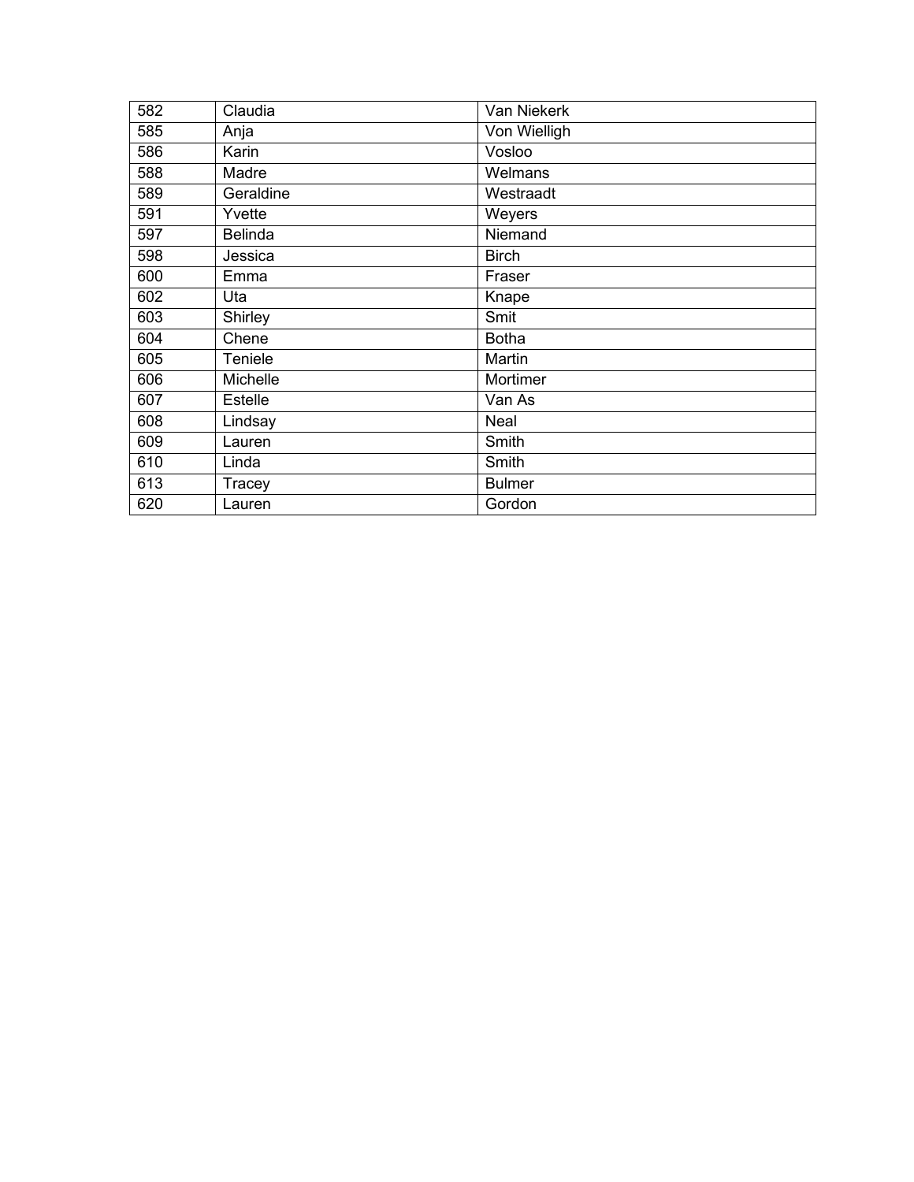| | | |
|---|---|---|
| 582 | Claudia | Van Niekerk |
| 585 | Anja | Von Wielligh |
| 586 | Karin | Vosloo |
| 588 | Madre | Welmans |
| 589 | Geraldine | Westraadt |
| 591 | Yvette | Weyers |
| 597 | Belinda | Niemand |
| 598 | Jessica | Birch |
| 600 | Emma | Fraser |
| 602 | Uta | Knape |
| 603 | Shirley | Smit |
| 604 | Chene | Botha |
| 605 | Teniele | Martin |
| 606 | Michelle | Mortimer |
| 607 | Estelle | Van As |
| 608 | Lindsay | Neal |
| 609 | Lauren | Smith |
| 610 | Linda | Smith |
| 613 | Tracey | Bulmer |
| 620 | Lauren | Gordon |